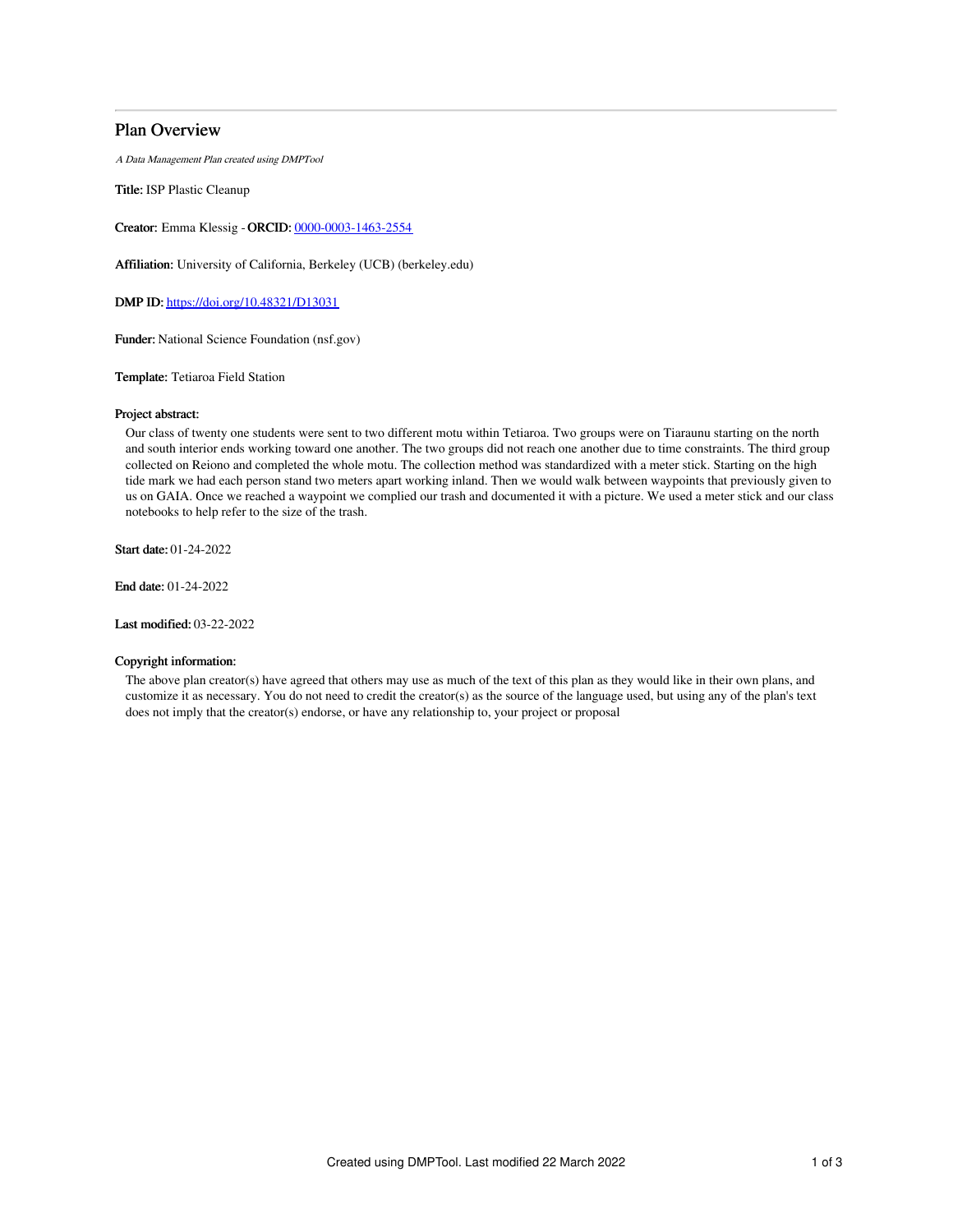# Plan Overview

*A Data Management Plan created using DMPTool*

**Title:** ISP Plastic Cleanup

**Creator:** Emma Klessig - **ORCID:** [0000-0003-1463-2554](https://orcid.org/0000-0003-1463-2554)

**Affiliation:** University of California, Berkeley (UCB) (berkeley.edu)

**DMP ID:** [https://doi.org/10.48321/D13031](https://doi.org/10.48321/D13031)

**Funder:** National Science Foundation (nsf.gov)

**Template:** Tetiaroa Field Station

### Project abstract:

Our class of twenty one students were sent to two different motu within Tetiaroa. Two groups were on Tiaraunu starting on the north and south interior ends working toward one another. The two groups did not reach one another due to time constraints. The third group collected on Reiono and completed the whole motu. The collection method was standardized with a meter stick. Starting on the high tide mark we had each person stand two meters apart working inland. Then we would walk between waypoints that previously given to us on GAIA. Once we reached a waypoint we complied our trash and documented it with a picture. We used a meter stick and our class notebooks to help refer to the size of the trash.

**Start date:** 01-24-2022

**End date:** 01-24-2022

**Last modified:** 03-22-2022

### Copyright information:

The above plan creator(s) have agreed that others may use as much of the text of this plan as they would like in their own plans, and customize it as necessary. You do not need to credit the creator(s) as the source of the language used, but using any of the plan's text does not imply that the creator(s) endorse, or have any relationship to, your project or proposal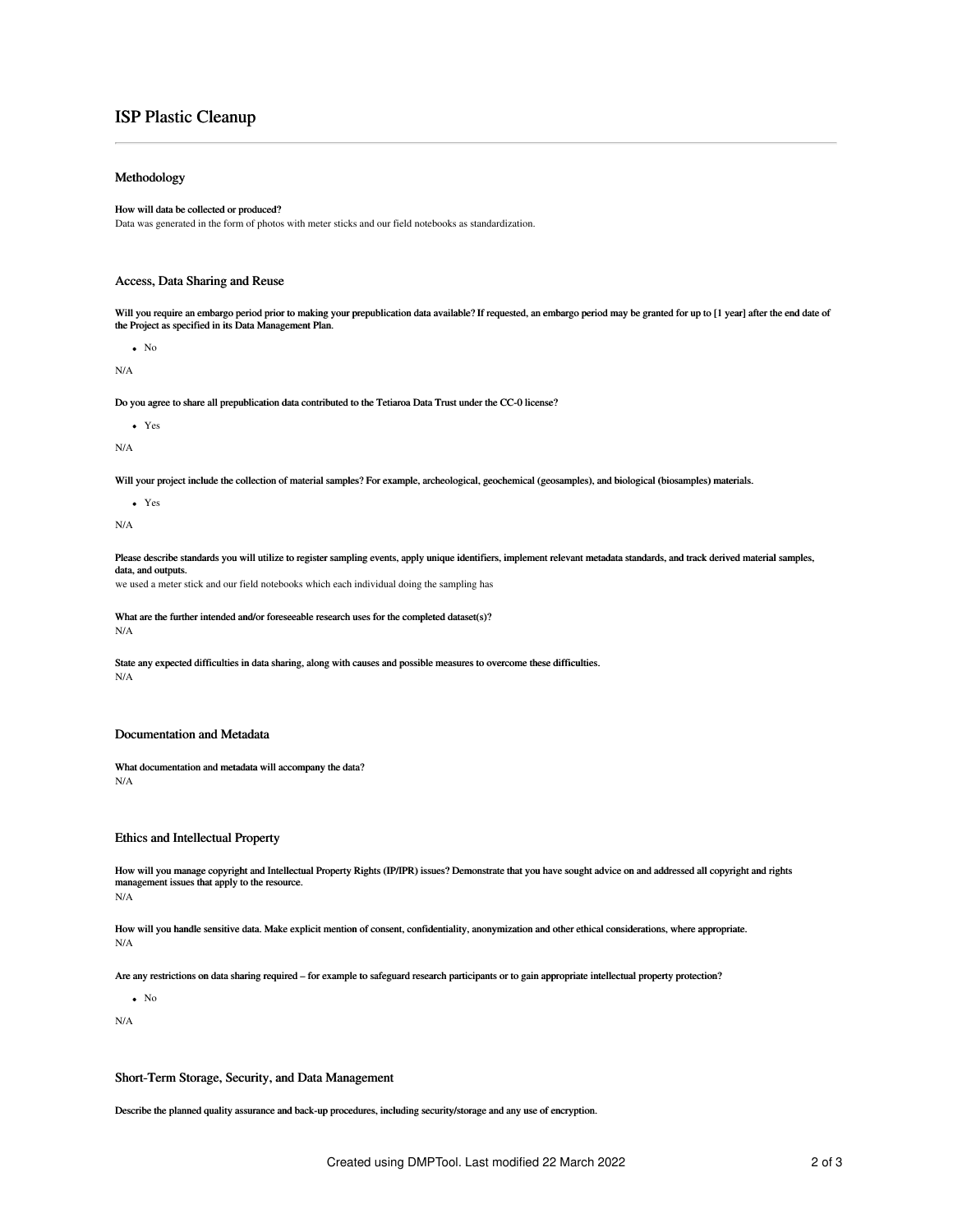# ISP Plastic Cleanup

## Methodology

**How will data be collected or produced?**

Data was generated in the form of photos with meter sticks and our field notebooks as standardization.

## Access, Data Sharing and Reuse

**Will you require an embargo period prior to making your prepublication data available? If requested, an embargo period may be granted for up to [1 year] after the end date of the Project as specified in its Data Management Plan.**

- No

N/A

**Do you agree to share all prepublication data contributed to the Tetiaroa Data Trust under the CC-0 license?**

- Yes

N/A

**Will your project include the collection of material samples? For example, archeological, geochemical (geosamples), and biological (biosamples) materials.**

- Yes

N/A

**Please describe standards you will utilize to register sampling events, apply unique identifiers, implement relevant metadata standards, and track derived material samples, data, and outputs.**

we used a meter stick and our field notebooks which each individual doing the sampling has

**What are the further intended and/or foreseeable research uses for the completed dataset(s)?**

N/A

**State any expected difficulties in data sharing, along with causes and possible measures to overcome these difficulties.**

N/A

## Documentation and Metadata

**What documentation and metadata will accompany the data?**

N/A

## Ethics and Intellectual Property

**How will you manage copyright and Intellectual Property Rights (IP/IPR) issues? Demonstrate that you have sought advice on and addressed all copyright and rights management issues that apply to the resource.**

N/A

**How will you handle sensitive data. Make explicit mention of consent, confidentiality, anonymization and other ethical considerations, where appropriate.**

N/A

**Are any restrictions on data sharing required – for example to safeguard research participants or to gain appropriate intellectual property protection?**

- No

N/A

## Short-Term Storage, Security, and Data Management

**Describe the planned quality assurance and back-up procedures, including security/storage and any use of encryption.**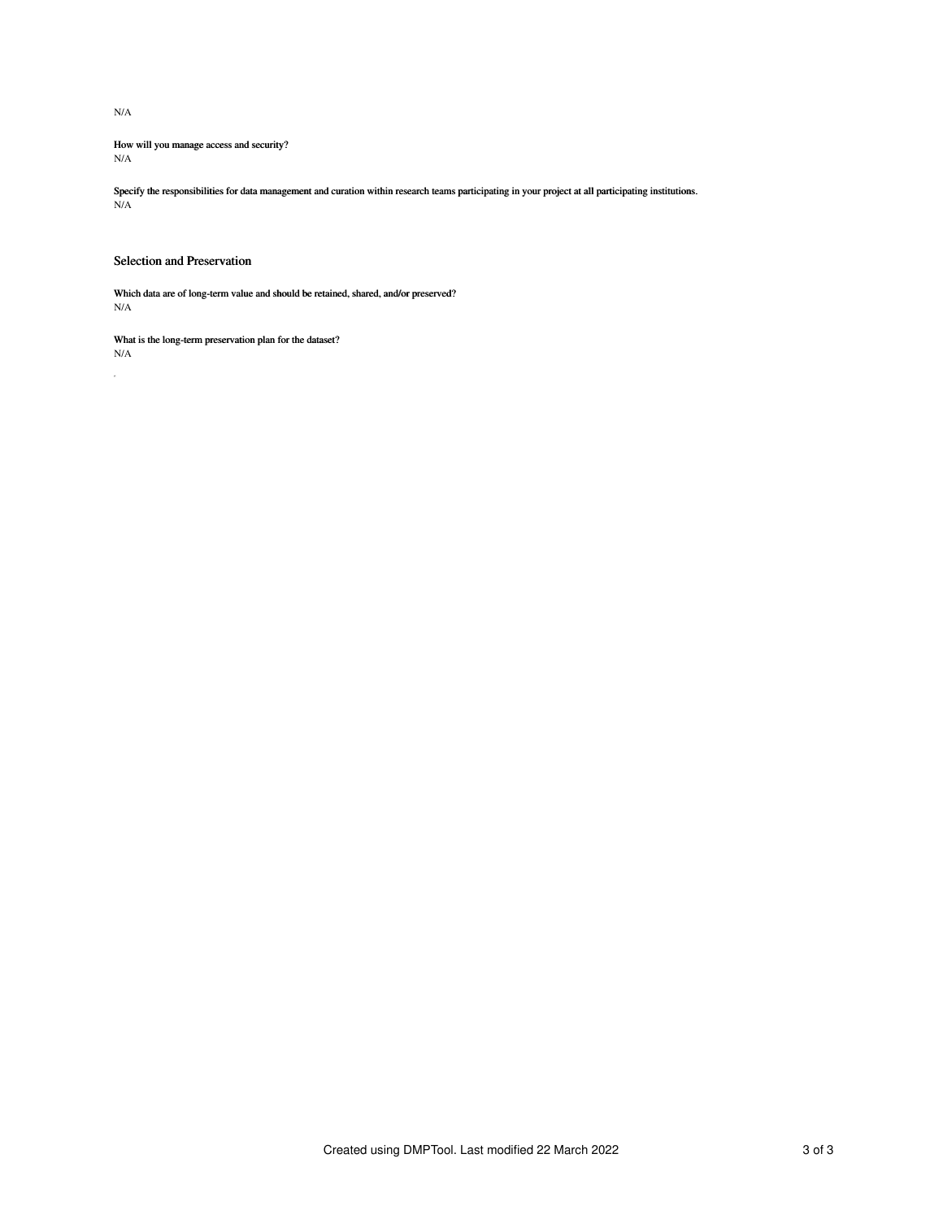N/A

**How will you manage access and security?**
N/A

**Specify the responsibilities for data management and curation within research teams participating in your project at all participating institutions.**
N/A

## Selection and Preservation

**Which data are of long-term value and should be retained, shared, and/or preserved?**
N/A

**What is the long-term preservation plan for the dataset?**
N/A